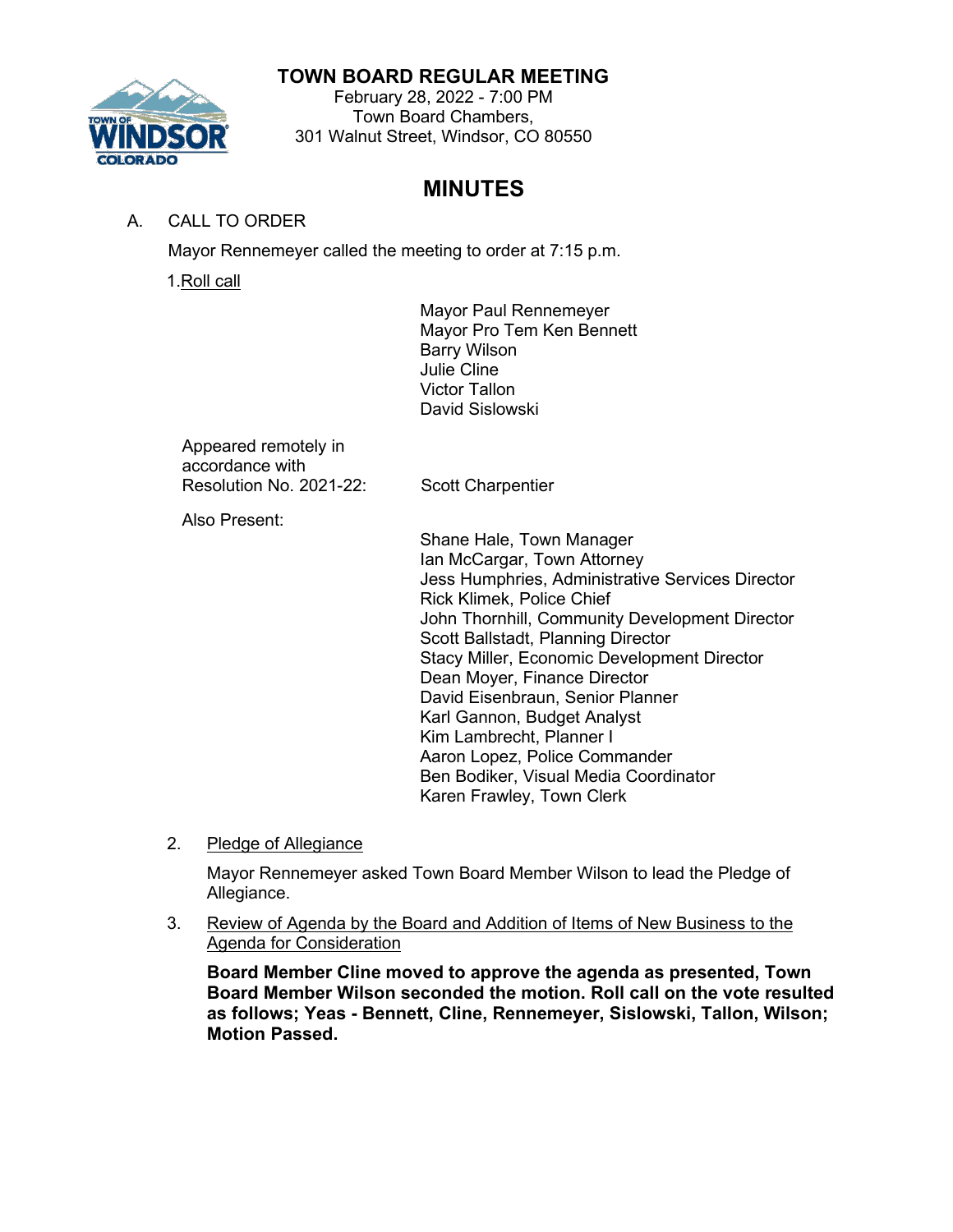# TOWN BOARD REGULAR MEETING

February 28, 2022 - 7:00 PM
Town Board Chambers,
301 Walnut Street, Windsor, CO 80550

## MINUTES

A. CALL TO ORDER

Mayor Rennemeyer called the meeting to order at 7:15 p.m.

1. Roll call

Mayor Paul Rennemeyer
Mayor Pro Tem Ken Bennett
Barry Wilson
Julie Cline
Victor Tallon
David Sislowski

Appeared remotely in accordance with Resolution No. 2021-22: Scott Charpentier

Also Present:

Shane Hale, Town Manager
Ian McCargar, Town Attorney
Jess Humphries, Administrative Services Director
Rick Klimek, Police Chief
John Thornhill, Community Development Director
Scott Ballstadt, Planning Director
Stacy Miller, Economic Development Director
Dean Moyer, Finance Director
David Eisenbraun, Senior Planner
Karl Gannon, Budget Analyst
Kim Lambrecht, Planner I
Aaron Lopez, Police Commander
Ben Bodiker, Visual Media Coordinator
Karen Frawley, Town Clerk

2. Pledge of Allegiance

Mayor Rennemeyer asked Town Board Member Wilson to lead the Pledge of Allegiance.

3. Review of Agenda by the Board and Addition of Items of New Business to the Agenda for Consideration

**Board Member Cline moved to approve the agenda as presented, Town Board Member Wilson seconded the motion. Roll call on the vote resulted as follows; Yeas - Bennett, Cline, Rennemeyer, Sislowski, Tallon, Wilson; Motion Passed.**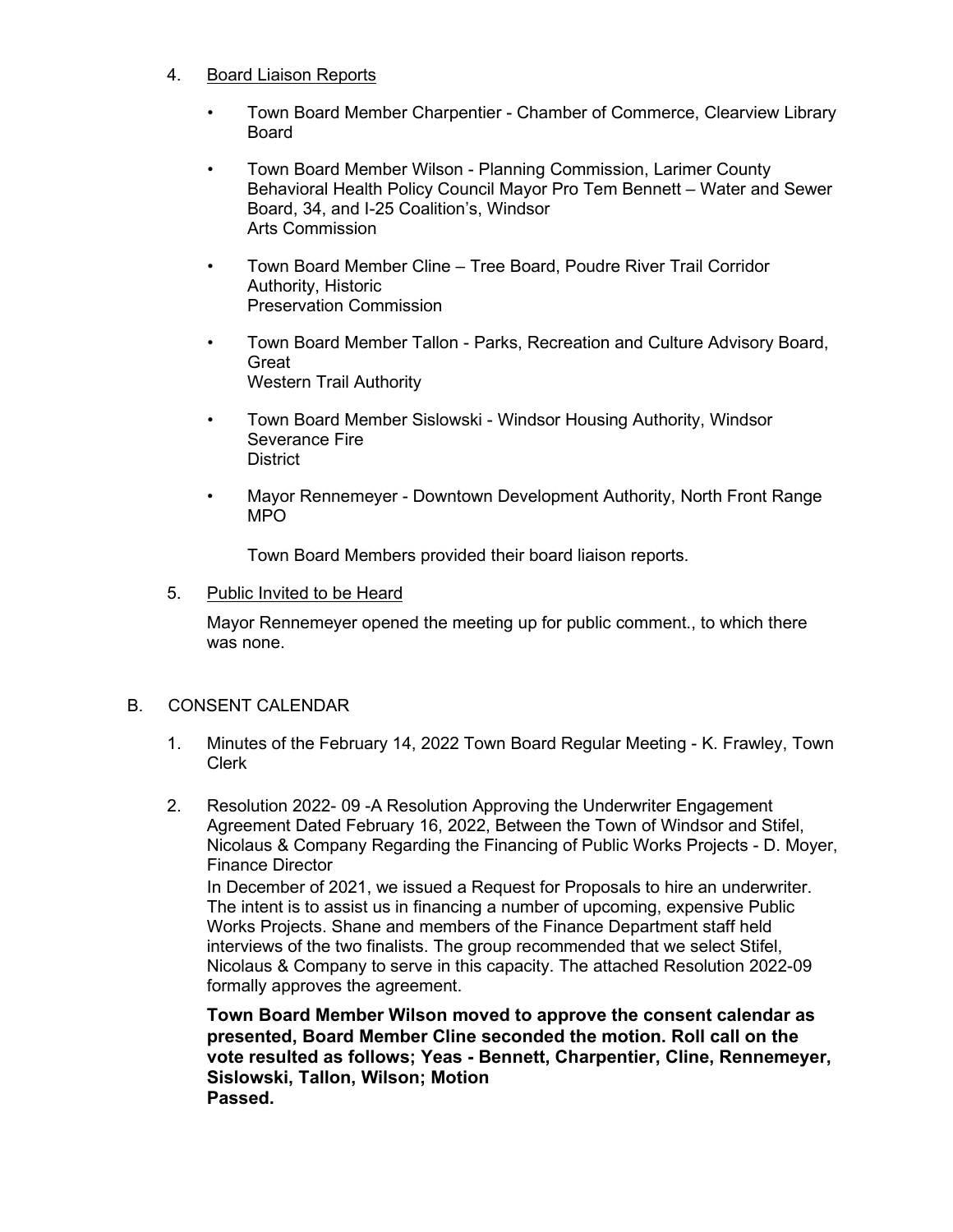4. Board Liaison Reports

   - Town Board Member Charpentier - Chamber of Commerce, Clearview Library Board
   - Town Board Member Wilson - Planning Commission, Larimer County Behavioral Health Policy Council Mayor Pro Tem Bennett – Water and Sewer Board, 34, and I-25 Coalition's, Windsor Arts Commission
   - Town Board Member Cline – Tree Board, Poudre River Trail Corridor Authority, Historic Preservation Commission
   - Town Board Member Tallon - Parks, Recreation and Culture Advisory Board, Great Western Trail Authority
   - Town Board Member Sislowski - Windsor Housing Authority, Windsor Severance Fire District
   - Mayor Rennemeyer - Downtown Development Authority, North Front Range MPO

   Town Board Members provided their board liaison reports.

5. Public Invited to be Heard

   Mayor Rennemeyer opened the meeting up for public comment., to which there was none.

B. CONSENT CALENDAR

1. Minutes of the February 14, 2022 Town Board Regular Meeting - K. Frawley, Town Clerk

2. Resolution 2022- 09 -A Resolution Approving the Underwriter Engagement Agreement Dated February 16, 2022, Between the Town of Windsor and Stifel, Nicolaus & Company Regarding the Financing of Public Works Projects - D. Moyer, Finance Director

   In December of 2021, we issued a Request for Proposals to hire an underwriter. The intent is to assist us in financing a number of upcoming, expensive Public Works Projects. Shane and members of the Finance Department staff held interviews of the two finalists. The group recommended that we select Stifel, Nicolaus & Company to serve in this capacity. The attached Resolution 2022-09 formally approves the agreement.

   **Town Board Member Wilson moved to approve the consent calendar as presented, Board Member Cline seconded the motion. Roll call on the vote resulted as follows; Yeas - Bennett, Charpentier, Cline, Rennemeyer, Sislowski, Tallon, Wilson; Motion Passed.**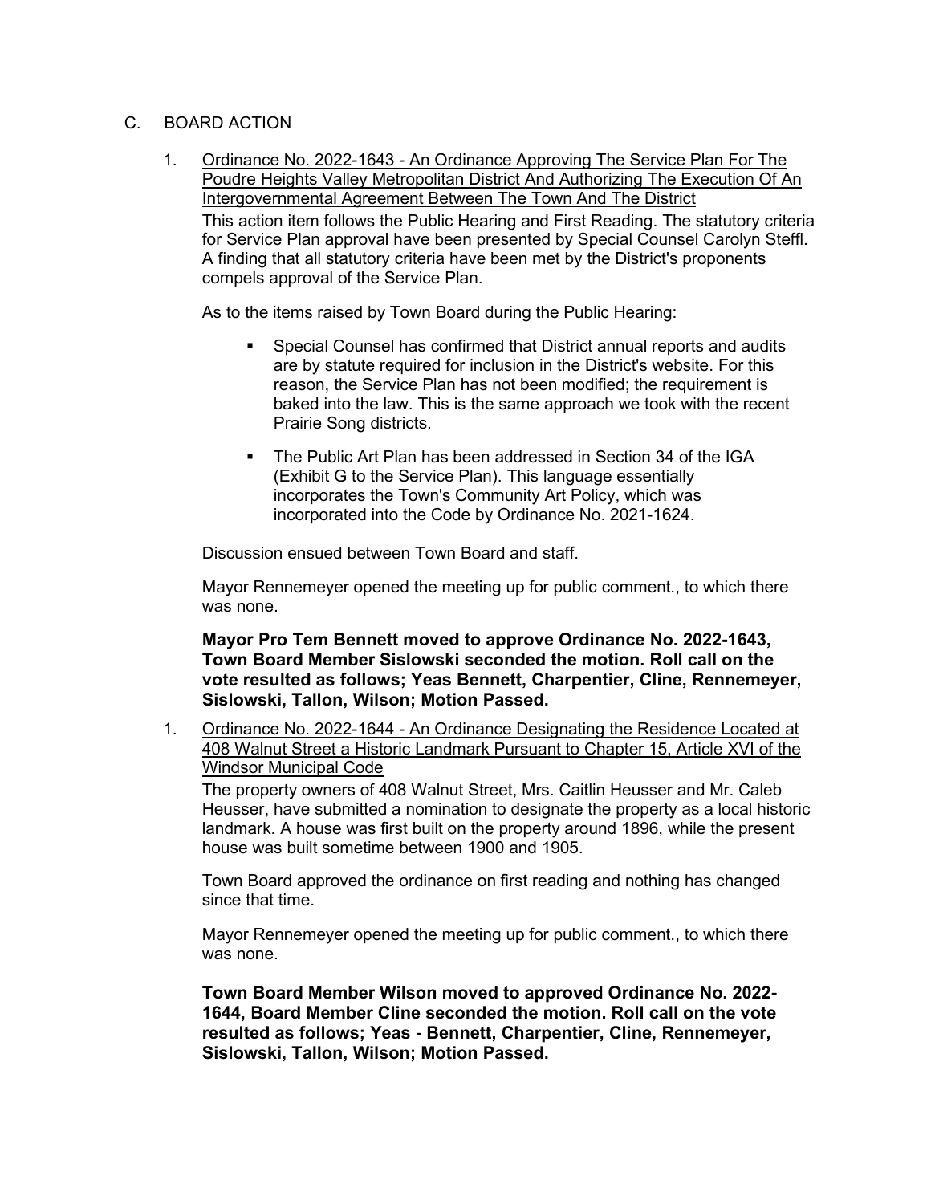C. BOARD ACTION

1. <u>Ordinance No. 2022-1643 - An Ordinance Approving The Service Plan For The Poudre Heights Valley Metropolitan District And Authorizing The Execution Of An Intergovernmental Agreement Between The Town And The District</u>

   This action item follows the Public Hearing and First Reading. The statutory criteria for Service Plan approval have been presented by Special Counsel Carolyn Steffl. A finding that all statutory criteria have been met by the District's proponents compels approval of the Service Plan.

   As to the items raised by Town Board during the Public Hearing:

   - Special Counsel has confirmed that District annual reports and audits are by statute required for inclusion in the District's website. For this reason, the Service Plan has not been modified; the requirement is baked into the law. This is the same approach we took with the recent Prairie Song districts.
   - The Public Art Plan has been addressed in Section 34 of the IGA (Exhibit G to the Service Plan). This language essentially incorporates the Town's Community Art Policy, which was incorporated into the Code by Ordinance No. 2021-1624.

   Discussion ensued between Town Board and staff.

   Mayor Rennemeyer opened the meeting up for public comment., to which there was none.

   **Mayor Pro Tem Bennett moved to approve Ordinance No. 2022-1643, Town Board Member Sislowski seconded the motion. Roll call on the vote resulted as follows; Yeas Bennett, Charpentier, Cline, Rennemeyer, Sislowski, Tallon, Wilson; Motion Passed.**

1. <u>Ordinance No. 2022-1644 - An Ordinance Designating the Residence Located at 408 Walnut Street a Historic Landmark Pursuant to Chapter 15, Article XVI of the Windsor Municipal Code</u>

   The property owners of 408 Walnut Street, Mrs. Caitlin Heusser and Mr. Caleb Heusser, have submitted a nomination to designate the property as a local historic landmark. A house was first built on the property around 1896, while the present house was built sometime between 1900 and 1905.

   Town Board approved the ordinance on first reading and nothing has changed since that time.

   Mayor Rennemeyer opened the meeting up for public comment., to which there was none.

   **Town Board Member Wilson moved to approved Ordinance No. 2022-1644, Board Member Cline seconded the motion. Roll call on the vote resulted as follows; Yeas - Bennett, Charpentier, Cline, Rennemeyer, Sislowski, Tallon, Wilson; Motion Passed.**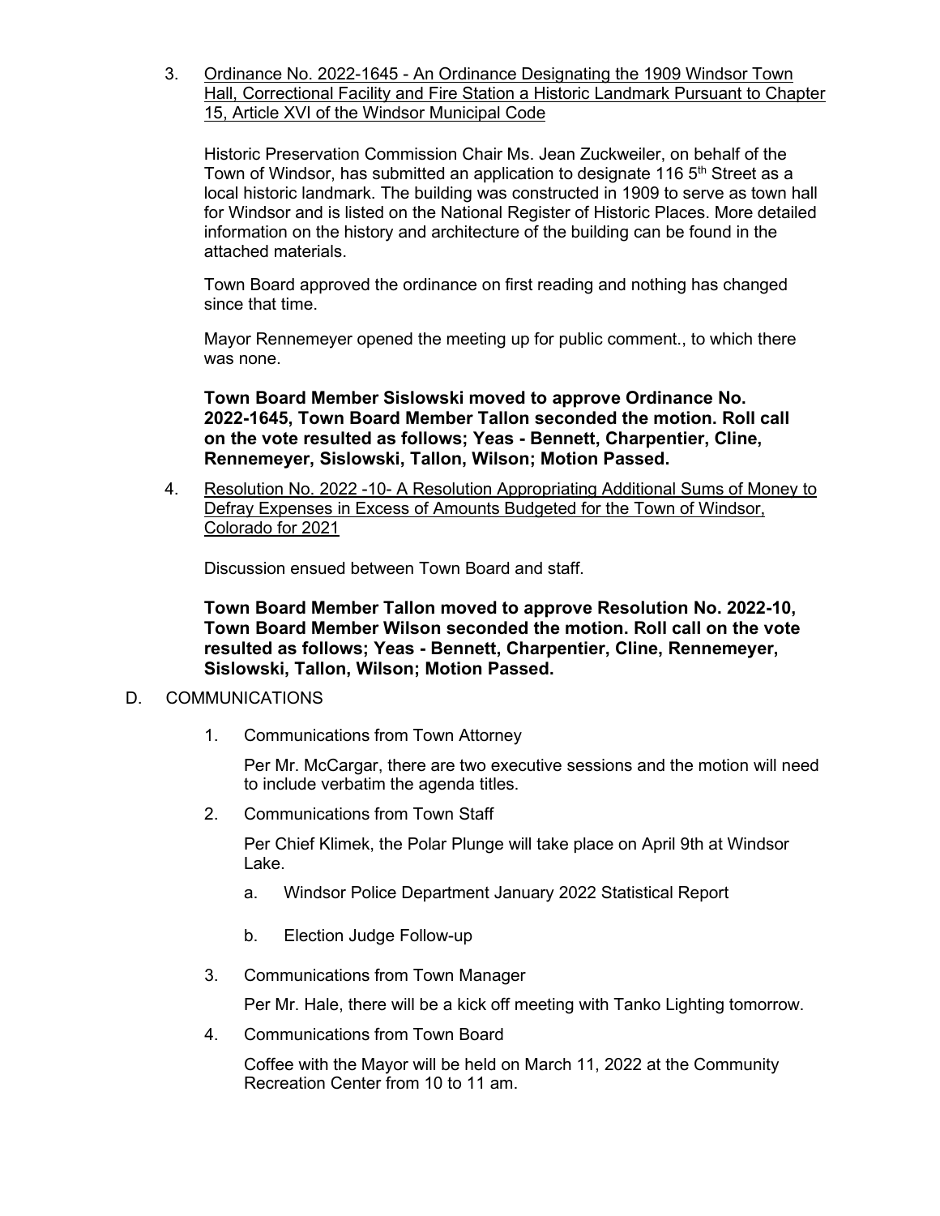3. Ordinance No. 2022-1645 - An Ordinance Designating the 1909 Windsor Town Hall, Correctional Facility and Fire Station a Historic Landmark Pursuant to Chapter 15, Article XVI of the Windsor Municipal Code

   Historic Preservation Commission Chair Ms. Jean Zuckweiler, on behalf of the Town of Windsor, has submitted an application to designate 116 5th Street as a local historic landmark. The building was constructed in 1909 to serve as town hall for Windsor and is listed on the National Register of Historic Places. More detailed information on the history and architecture of the building can be found in the attached materials.

   Town Board approved the ordinance on first reading and nothing has changed since that time.

   Mayor Rennemeyer opened the meeting up for public comment., to which there was none.

   **Town Board Member Sislowski moved to approve Ordinance No. 2022-1645, Town Board Member Tallon seconded the motion. Roll call on the vote resulted as follows; Yeas - Bennett, Charpentier, Cline, Rennemeyer, Sislowski, Tallon, Wilson; Motion Passed.**

4. Resolution No. 2022 -10- A Resolution Appropriating Additional Sums of Money to Defray Expenses in Excess of Amounts Budgeted for the Town of Windsor, Colorado for 2021

   Discussion ensued between Town Board and staff.

   **Town Board Member Tallon moved to approve Resolution No. 2022-10, Town Board Member Wilson seconded the motion. Roll call on the vote resulted as follows; Yeas - Bennett, Charpentier, Cline, Rennemeyer, Sislowski, Tallon, Wilson; Motion Passed.**

D. COMMUNICATIONS

1. Communications from Town Attorney

   Per Mr. McCargar, there are two executive sessions and the motion will need to include verbatim the agenda titles.

2. Communications from Town Staff

   Per Chief Klimek, the Polar Plunge will take place on April 9th at Windsor Lake.

   a. Windsor Police Department January 2022 Statistical Report

   b. Election Judge Follow-up

3. Communications from Town Manager

   Per Mr. Hale, there will be a kick off meeting with Tanko Lighting tomorrow.

4. Communications from Town Board

   Coffee with the Mayor will be held on March 11, 2022 at the Community Recreation Center from 10 to 11 am.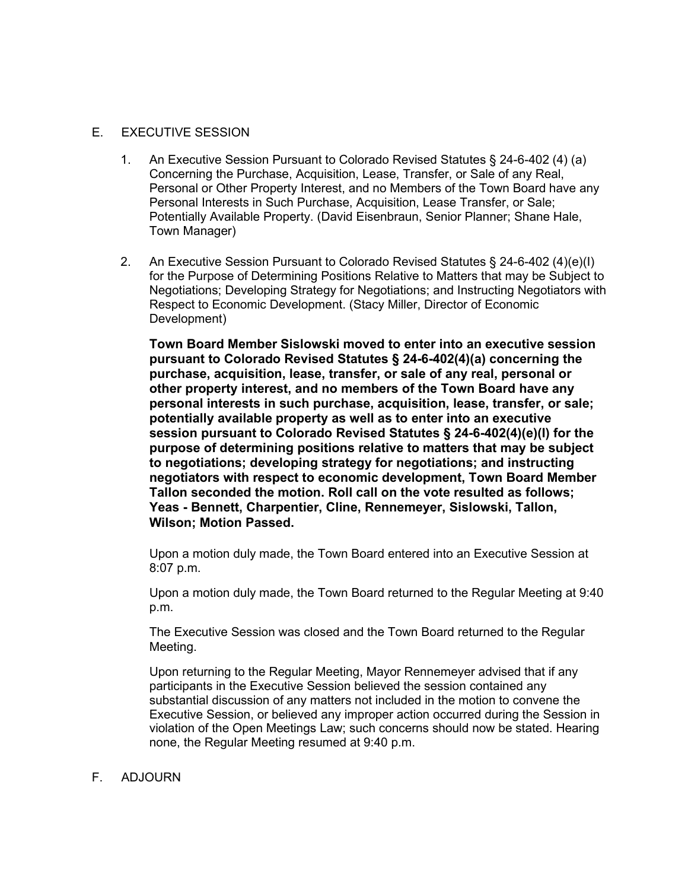## E. EXECUTIVE SESSION

1. An Executive Session Pursuant to Colorado Revised Statutes § 24-6-402 (4) (a) Concerning the Purchase, Acquisition, Lease, Transfer, or Sale of any Real, Personal or Other Property Interest, and no Members of the Town Board have any Personal Interests in Such Purchase, Acquisition, Lease Transfer, or Sale; Potentially Available Property. (David Eisenbraun, Senior Planner; Shane Hale, Town Manager)

2. An Executive Session Pursuant to Colorado Revised Statutes § 24-6-402 (4)(e)(I) for the Purpose of Determining Positions Relative to Matters that may be Subject to Negotiations; Developing Strategy for Negotiations; and Instructing Negotiators with Respect to Economic Development. (Stacy Miller, Director of Economic Development)

   **Town Board Member Sislowski moved to enter into an executive session pursuant to Colorado Revised Statutes § 24-6-402(4)(a) concerning the purchase, acquisition, lease, transfer, or sale of any real, personal or other property interest, and no members of the Town Board have any personal interests in such purchase, acquisition, lease, transfer, or sale; potentially available property as well as to enter into an executive session pursuant to Colorado Revised Statutes § 24-6-402(4)(e)(I) for the purpose of determining positions relative to matters that may be subject to negotiations; developing strategy for negotiations; and instructing negotiators with respect to economic development, Town Board Member Tallon seconded the motion. Roll call on the vote resulted as follows; Yeas - Bennett, Charpentier, Cline, Rennemeyer, Sislowski, Tallon, Wilson; Motion Passed.**

   Upon a motion duly made, the Town Board entered into an Executive Session at 8:07 p.m.

   Upon a motion duly made, the Town Board returned to the Regular Meeting at 9:40 p.m.

   The Executive Session was closed and the Town Board returned to the Regular Meeting.

   Upon returning to the Regular Meeting, Mayor Rennemeyer advised that if any participants in the Executive Session believed the session contained any substantial discussion of any matters not included in the motion to convene the Executive Session, or believed any improper action occurred during the Session in violation of the Open Meetings Law; such concerns should now be stated. Hearing none, the Regular Meeting resumed at 9:40 p.m.

## F. ADJOURN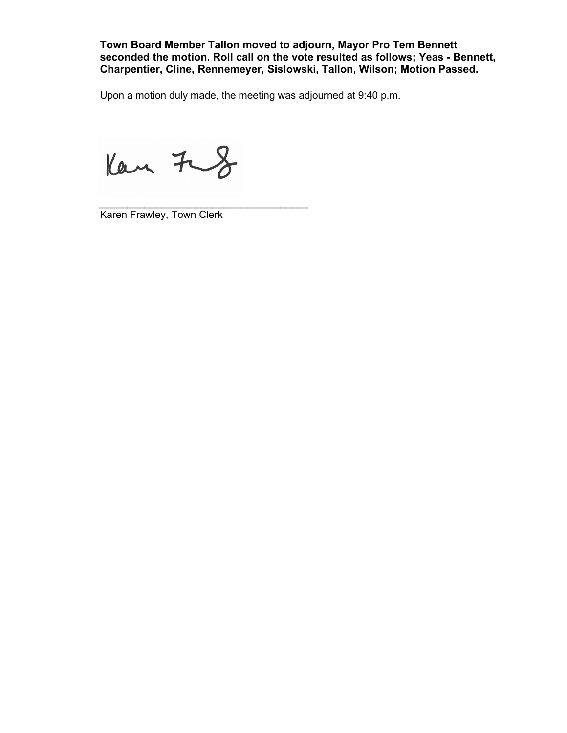**Town Board Member Tallon moved to adjourn, Mayor Pro Tem Bennett seconded the motion. Roll call on the vote resulted as follows; Yeas - Bennett, Charpentier, Cline, Rennemeyer, Sislowski, Tallon, Wilson; Motion Passed.**

Upon a motion duly made, the meeting was adjourned at 9:40 p.m.

\_\_\_\_\_\_\_\_\_\_\_\_\_\_\_\_\_\_\_\_\_\_\_\_\_\_\_\_\_\_\_\_\_\_\_\_\_\_

Karen Frawley, Town Clerk